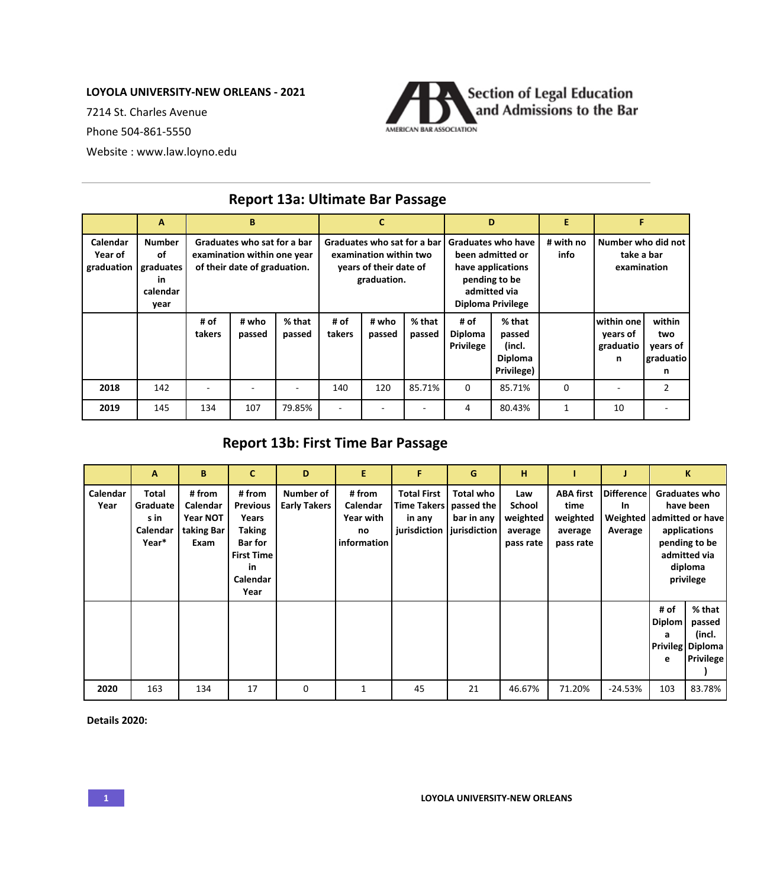**LOYOLA UNIVERSITY-NEW ORLEANS - 2021**

7214 St. Charles Avenue

Phone 504-861-5550

Website : www.law.loyno.edu

Section of Legal Education and Admissions to the Bar

AMERICAN BAR ASSOCIATION

## Report 13a: Ultimate Bar Passage

| | A | B | | | C | | | D | | E | F | |
|---|---|---|---|---|---|---|---|---|---|---|---|---|
| Calendar Year of graduation | Number of graduates in calendar year | Graduates who sat for a bar examination within one year of their date of graduation. | | | Graduates who sat for a bar examination within two years of their date of graduation. | | | Graduates who have been admitted or have applications pending to be admitted via Diploma Privilege | | # with no info | Number who did not take a bar examination | |
| | | # of takers | # who passed | % that passed | # of takers | # who passed | % that passed | # of Diploma Privilege | % that passed (incl. Diploma Privilege) | | within one years of graduation | within two years of graduation |
| 2018 | 142 | - | - | - | 140 | 120 | 85.71% | 0 | 85.71% | 0 | - | 2 |
| 2019 | 145 | 134 | 107 | 79.85% | - | - | - | 4 | 80.43% | 1 | 10 | - |

## Report 13b: First Time Bar Passage

| | A | B | C | D | E | F | G | H | I | J | K | |
|---|---|---|---|---|---|---|---|---|---|---|---|---|
| Calendar Year | Total Graduates in Calendar Year* | # from Calendar Year NOT taking Bar Exam | # from Previous Years Taking Bar for First Time in Calendar Year | Number of Early Takers | # from Calendar Year with no information | Total First Time Takers in any jurisdiction | Total who passed the bar in any jurisdiction | Law School weighted average pass rate | ABA first time weighted average pass rate | Difference In Weighted Average | Graduates who have been admitted or have applications pending to be admitted via diploma privilege | |
| | | | | | | | | | | | # of Diploma Privilege | % that passed (incl. Diploma Privilege) |
| 2020 | 163 | 134 | 17 | 0 | 1 | 45 | 21 | 46.67% | 71.20% | -24.53% | 103 | 83.78% |

**Details 2020:**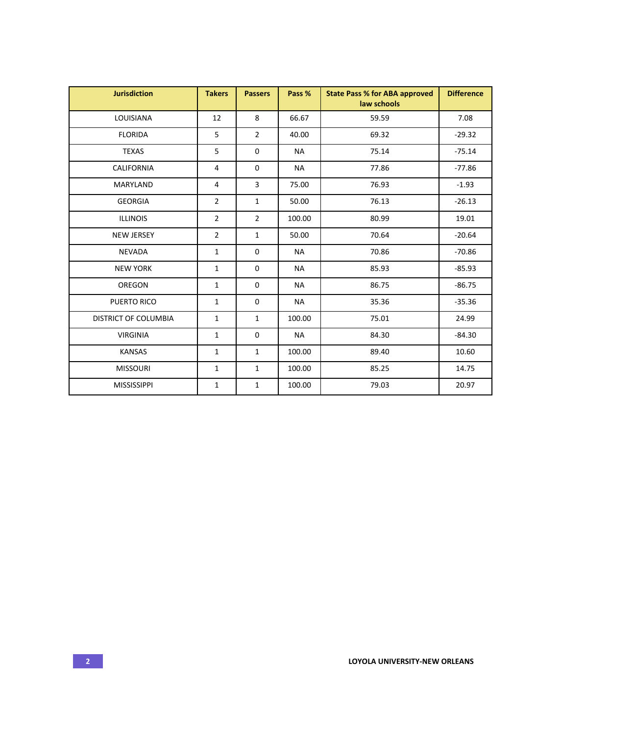| Jurisdiction | Takers | Passers | Pass % | State Pass % for ABA approved law schools | Difference |
|---|---|---|---|---|---|
| LOUISIANA | 12 | 8 | 66.67 | 59.59 | 7.08 |
| FLORIDA | 5 | 2 | 40.00 | 69.32 | -29.32 |
| TEXAS | 5 | 0 | NA | 75.14 | -75.14 |
| CALIFORNIA | 4 | 0 | NA | 77.86 | -77.86 |
| MARYLAND | 4 | 3 | 75.00 | 76.93 | -1.93 |
| GEORGIA | 2 | 1 | 50.00 | 76.13 | -26.13 |
| ILLINOIS | 2 | 2 | 100.00 | 80.99 | 19.01 |
| NEW JERSEY | 2 | 1 | 50.00 | 70.64 | -20.64 |
| NEVADA | 1 | 0 | NA | 70.86 | -70.86 |
| NEW YORK | 1 | 0 | NA | 85.93 | -85.93 |
| OREGON | 1 | 0 | NA | 86.75 | -86.75 |
| PUERTO RICO | 1 | 0 | NA | 35.36 | -35.36 |
| DISTRICT OF COLUMBIA | 1 | 1 | 100.00 | 75.01 | 24.99 |
| VIRGINIA | 1 | 0 | NA | 84.30 | -84.30 |
| KANSAS | 1 | 1 | 100.00 | 89.40 | 10.60 |
| MISSOURI | 1 | 1 | 100.00 | 85.25 | 14.75 |
| MISSISSIPPI | 1 | 1 | 100.00 | 79.03 | 20.97 |